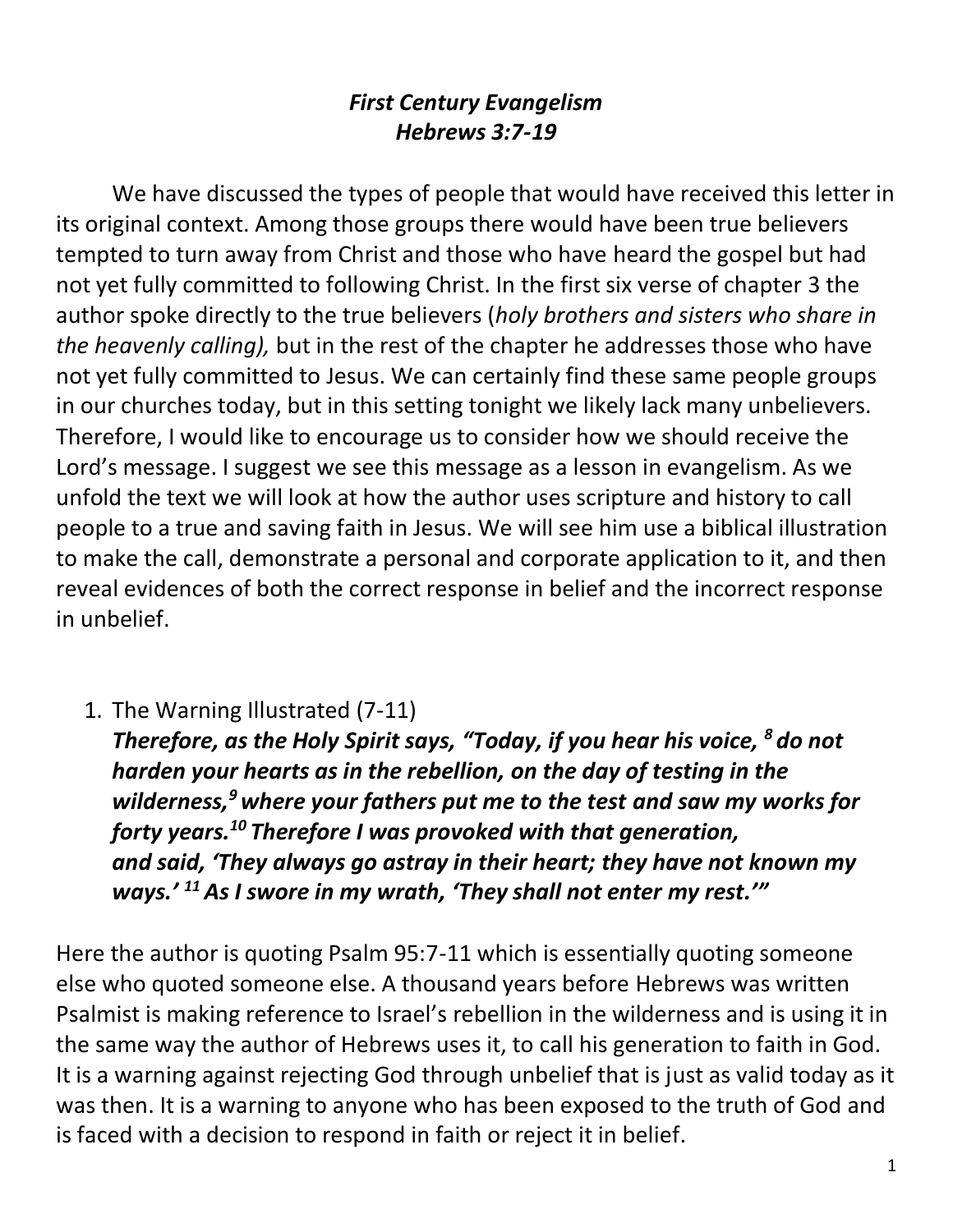***First Century Evangelism***
***Hebrews 3:7-19***

We have discussed the types of people that would have received this letter in its original context. Among those groups there would have been true believers tempted to turn away from Christ and those who have heard the gospel but had not yet fully committed to following Christ. In the first six verse of chapter 3 the author spoke directly to the true believers (*holy brothers and sisters who share in the heavenly calling),* but in the rest of the chapter he addresses those who have not yet fully committed to Jesus. We can certainly find these same people groups in our churches today, but in this setting tonight we likely lack many unbelievers. Therefore, I would like to encourage us to consider how we should receive the Lord's message. I suggest we see this message as a lesson in evangelism. As we unfold the text we will look at how the author uses scripture and history to call people to a true and saving faith in Jesus. We will see him use a biblical illustration to make the call, demonstrate a personal and corporate application to it, and then reveal evidences of both the correct response in belief and the incorrect response in unbelief.

1. The Warning Illustrated (7-11)
   ***Therefore, as the Holy Spirit says, "Today, if you hear his voice, 8 do not harden your hearts as in the rebellion, on the day of testing in the wilderness, 9 where your fathers put me to the test and saw my works for forty years. 10 Therefore I was provoked with that generation, and said, 'They always go astray in their heart; they have not known my ways.' 11 As I swore in my wrath, 'They shall not enter my rest.'"***

Here the author is quoting Psalm 95:7-11 which is essentially quoting someone else who quoted someone else. A thousand years before Hebrews was written Psalmist is making reference to Israel's rebellion in the wilderness and is using it in the same way the author of Hebrews uses it, to call his generation to faith in God. It is a warning against rejecting God through unbelief that is just as valid today as it was then. It is a warning to anyone who has been exposed to the truth of God and is faced with a decision to respond in faith or reject it in belief.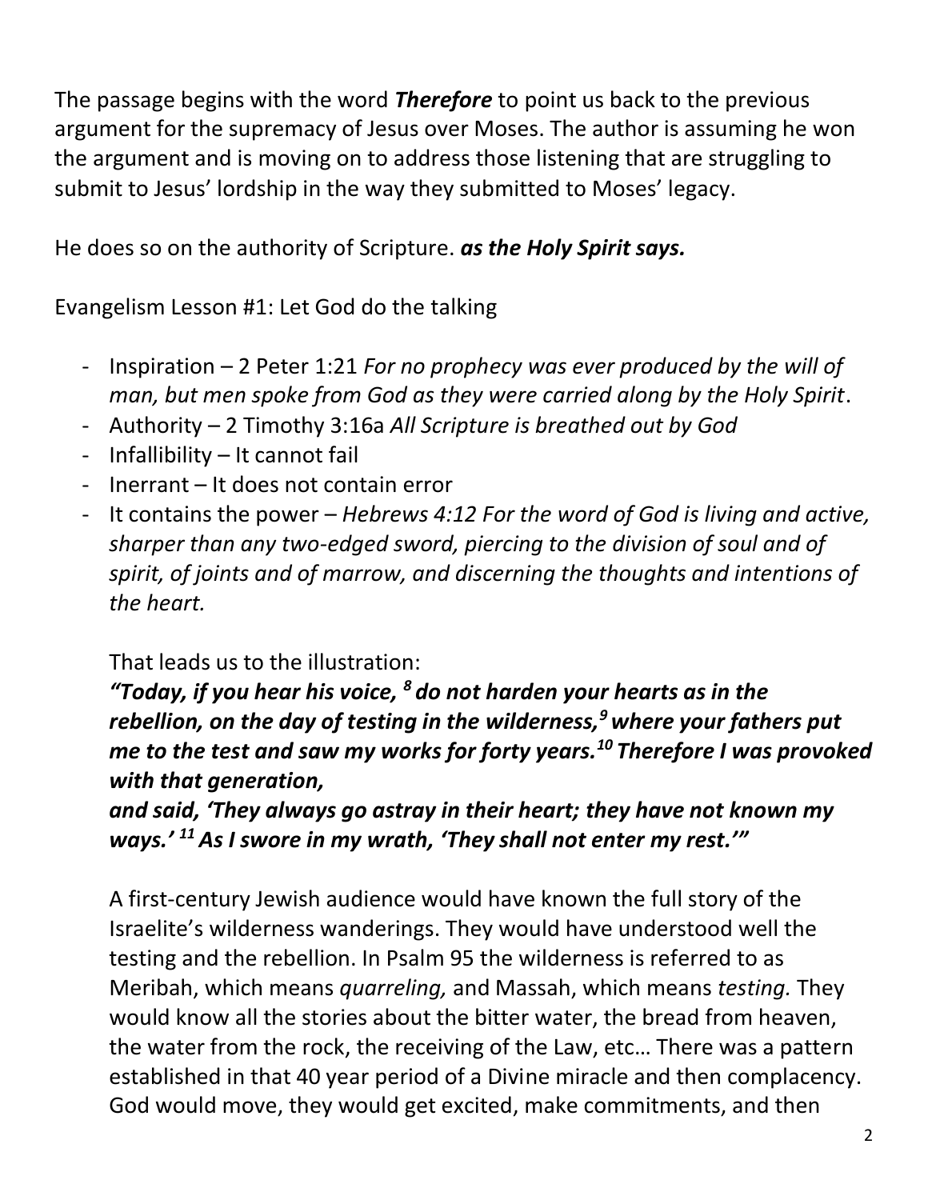The passage begins with the word ***Therefore*** to point us back to the previous argument for the supremacy of Jesus over Moses. The author is assuming he won the argument and is moving on to address those listening that are struggling to submit to Jesus' lordship in the way they submitted to Moses' legacy.

He does so on the authority of Scripture. ***as the Holy Spirit says.***

Evangelism Lesson #1: Let God do the talking

- Inspiration – 2 Peter 1:21 *For no prophecy was ever produced by the will of man, but men spoke from God as they were carried along by the Holy Spirit*.
- Authority – 2 Timothy 3:16a *All Scripture is breathed out by God*
- Infallibility – It cannot fail
- Inerrant – It does not contain error
- It contains the power – *Hebrews 4:12 For the word of God is living and active, sharper than any two-edged sword, piercing to the division of soul and of spirit, of joints and of marrow, and discerning the thoughts and intentions of the heart.*

  That leads us to the illustration:
  ***"Today, if you hear his voice, [8] do not harden your hearts as in the rebellion, on the day of testing in the wilderness,[9] where your fathers put me to the test and saw my works for forty years.[10] Therefore I was provoked with that generation,***
  ***and said, 'They always go astray in their heart; they have not known my ways.' [11] As I swore in my wrath, 'They shall not enter my rest.'"***

  A first-century Jewish audience would have known the full story of the Israelite's wilderness wanderings. They would have understood well the testing and the rebellion. In Psalm 95 the wilderness is referred to as Meribah, which means *quarreling,* and Massah, which means *testing.* They would know all the stories about the bitter water, the bread from heaven, the water from the rock, the receiving of the Law, etc… There was a pattern established in that 40 year period of a Divine miracle and then complacency. God would move, they would get excited, make commitments, and then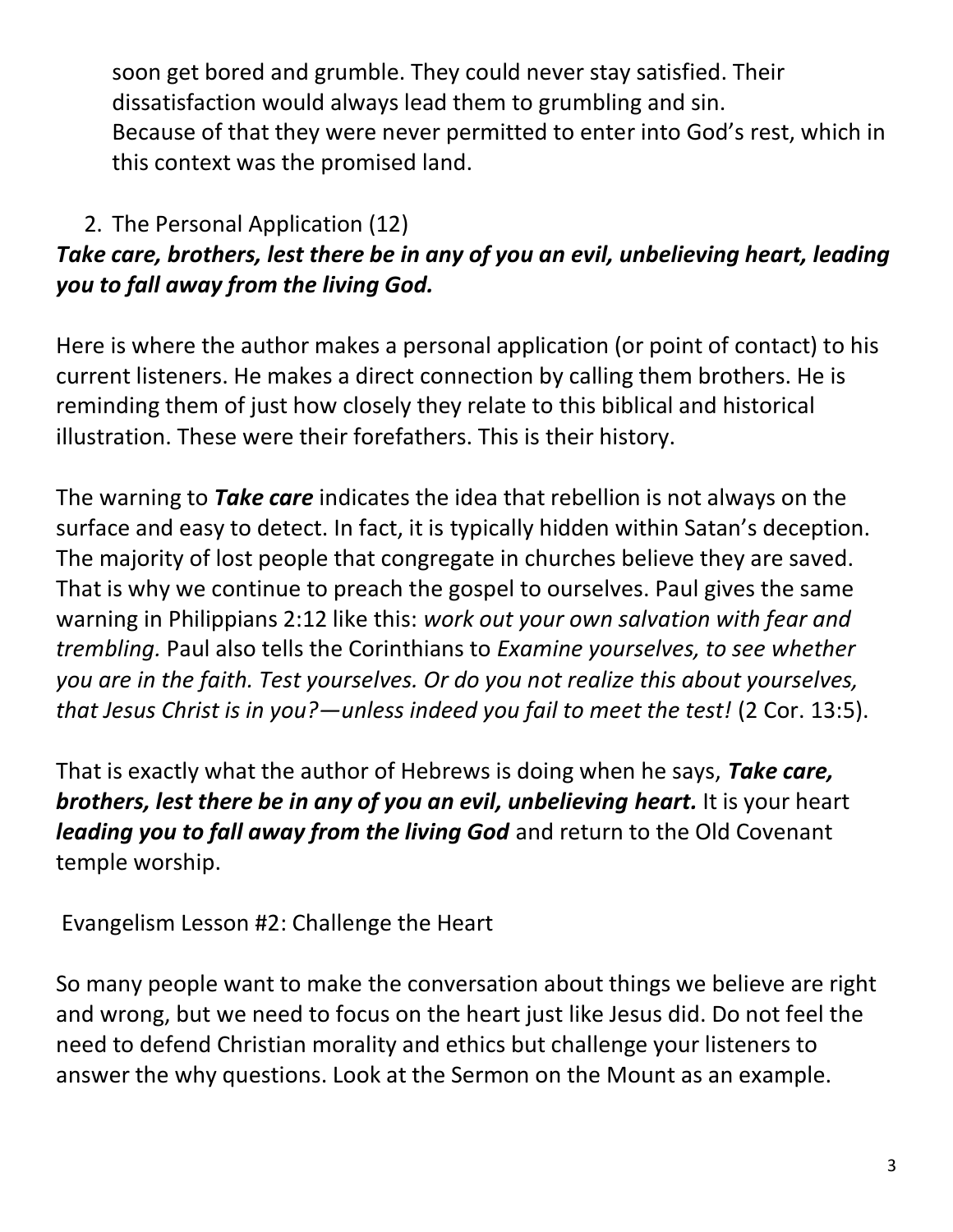soon get bored and grumble. They could never stay satisfied. Their dissatisfaction would always lead them to grumbling and sin. Because of that they were never permitted to enter into God's rest, which in this context was the promised land.

2. The Personal Application (12)

***Take care, brothers, lest there be in any of you an evil, unbelieving heart, leading you to fall away from the living God.***

Here is where the author makes a personal application (or point of contact) to his current listeners. He makes a direct connection by calling them brothers. He is reminding them of just how closely they relate to this biblical and historical illustration. These were their forefathers. This is their history.

The warning to ***Take care*** indicates the idea that rebellion is not always on the surface and easy to detect. In fact, it is typically hidden within Satan's deception. The majority of lost people that congregate in churches believe they are saved. That is why we continue to preach the gospel to ourselves. Paul gives the same warning in Philippians 2:12 like this: *work out your own salvation with fear and trembling.* Paul also tells the Corinthians to *Examine yourselves, to see whether you are in the faith. Test yourselves. Or do you not realize this about yourselves, that Jesus Christ is in you?—unless indeed you fail to meet the test!* (2 Cor. 13:5).

That is exactly what the author of Hebrews is doing when he says, ***Take care, brothers, lest there be in any of you an evil, unbelieving heart.*** It is your heart ***leading you to fall away from the living God*** and return to the Old Covenant temple worship.

Evangelism Lesson #2: Challenge the Heart

So many people want to make the conversation about things we believe are right and wrong, but we need to focus on the heart just like Jesus did. Do not feel the need to defend Christian morality and ethics but challenge your listeners to answer the why questions. Look at the Sermon on the Mount as an example.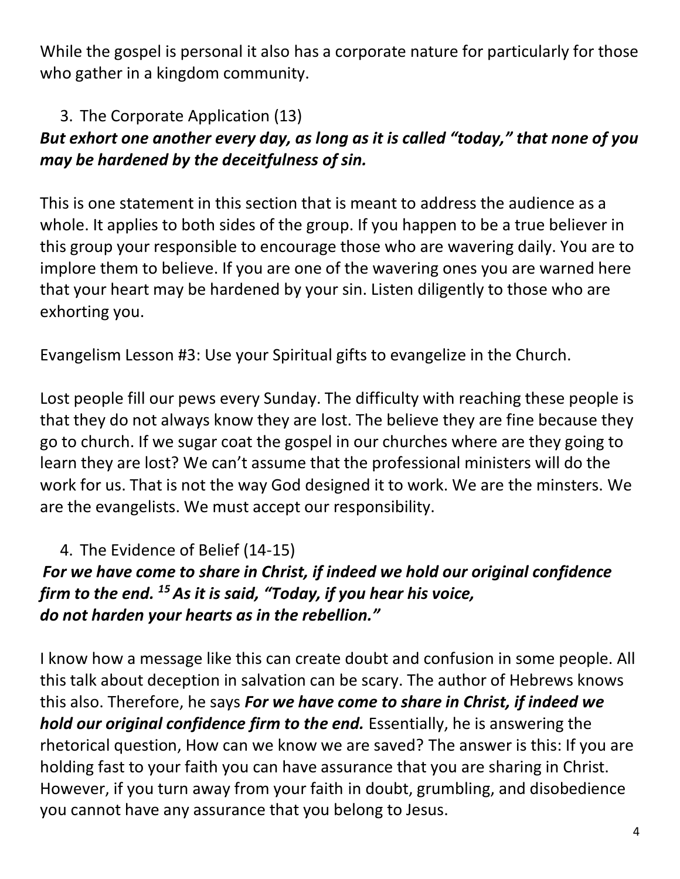While the gospel is personal it also has a corporate nature for particularly for those who gather in a kingdom community.

3. The Corporate Application (13)

***But exhort one another every day, as long as it is called "today," that none of you may be hardened by the deceitfulness of sin.***

This is one statement in this section that is meant to address the audience as a whole. It applies to both sides of the group. If you happen to be a true believer in this group your responsible to encourage those who are wavering daily. You are to implore them to believe. If you are one of the wavering ones you are warned here that your heart may be hardened by your sin. Listen diligently to those who are exhorting you.

Evangelism Lesson #3: Use your Spiritual gifts to evangelize in the Church.

Lost people fill our pews every Sunday. The difficulty with reaching these people is that they do not always know they are lost. The believe they are fine because they go to church. If we sugar coat the gospel in our churches where are they going to learn they are lost? We can't assume that the professional ministers will do the work for us. That is not the way God designed it to work. We are the minsters. We are the evangelists. We must accept our responsibility.

4. The Evidence of Belief (14-15)

***For we have come to share in Christ, if indeed we hold our original confidence firm to the end. [15] As it is said, "Today, if you hear his voice, do not harden your hearts as in the rebellion."***

I know how a message like this can create doubt and confusion in some people. All this talk about deception in salvation can be scary. The author of Hebrews knows this also. Therefore, he says ***For we have come to share in Christ, if indeed we hold our original confidence firm to the end.*** Essentially, he is answering the rhetorical question, How can we know we are saved? The answer is this: If you are holding fast to your faith you can have assurance that you are sharing in Christ. However, if you turn away from your faith in doubt, grumbling, and disobedience you cannot have any assurance that you belong to Jesus.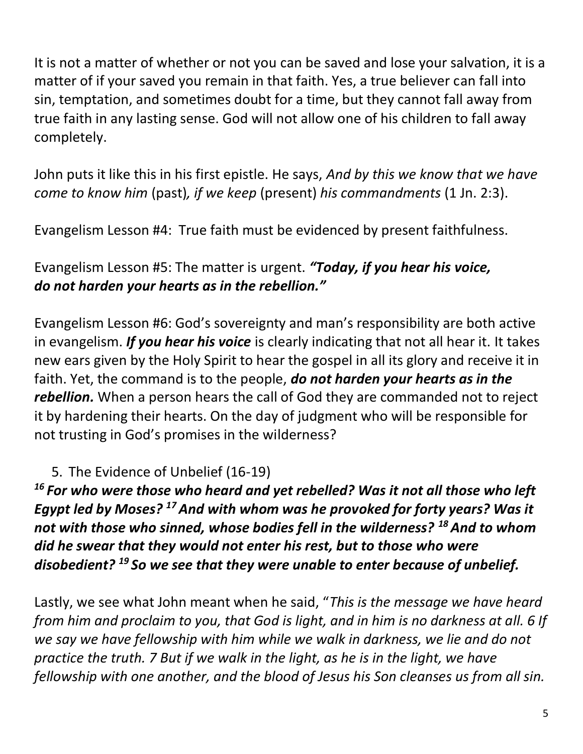It is not a matter of whether or not you can be saved and lose your salvation, it is a matter of if your saved you remain in that faith. Yes, a true believer can fall into sin, temptation, and sometimes doubt for a time, but they cannot fall away from true faith in any lasting sense. God will not allow one of his children to fall away completely.

John puts it like this in his first epistle. He says, *And by this we know that we have come to know him* (past)*, if we keep* (present) *his commandments* (1 Jn. 2:3).

Evangelism Lesson #4: True faith must be evidenced by present faithfulness.

Evangelism Lesson #5: The matter is urgent. ***"Today, if you hear his voice, do not harden your hearts as in the rebellion."***

Evangelism Lesson #6: God's sovereignty and man's responsibility are both active in evangelism. ***If you hear his voice*** is clearly indicating that not all hear it. It takes new ears given by the Holy Spirit to hear the gospel in all its glory and receive it in faith. Yet, the command is to the people, ***do not harden your hearts as in the rebellion.*** When a person hears the call of God they are commanded not to reject it by hardening their hearts. On the day of judgment who will be responsible for not trusting in God's promises in the wilderness?

5. The Evidence of Unbelief (16-19)

***16 For who were those who heard and yet rebelled? Was it not all those who left Egypt led by Moses? 17 And with whom was he provoked for forty years? Was it not with those who sinned, whose bodies fell in the wilderness? 18 And to whom did he swear that they would not enter his rest, but to those who were disobedient? 19 So we see that they were unable to enter because of unbelief.***

Lastly, we see what John meant when he said, "*This is the message we have heard from him and proclaim to you, that God is light, and in him is no darkness at all. 6 If we say we have fellowship with him while we walk in darkness, we lie and do not practice the truth. 7 But if we walk in the light, as he is in the light, we have fellowship with one another, and the blood of Jesus his Son cleanses us from all sin.*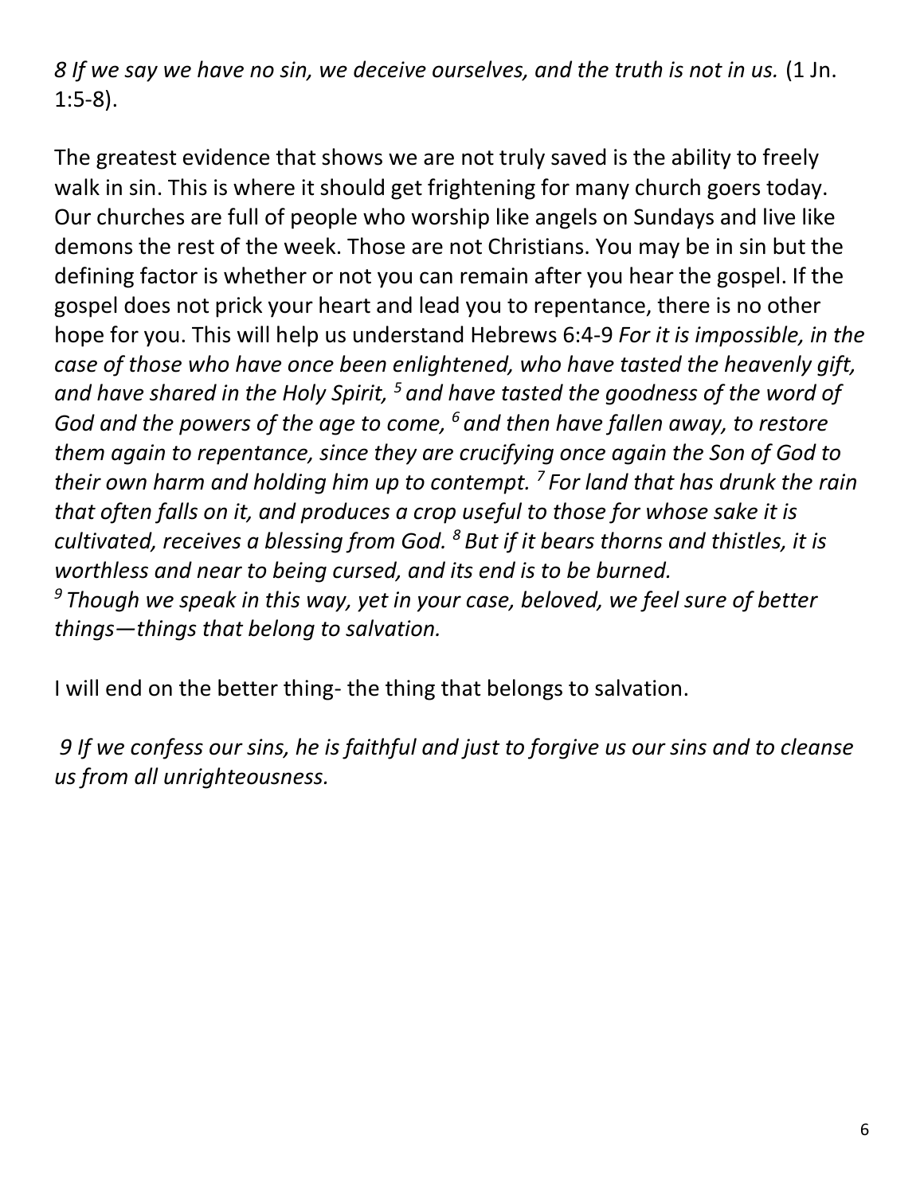*8 If we say we have no sin, we deceive ourselves, and the truth is not in us.* (1 Jn. 1:5-8).

The greatest evidence that shows we are not truly saved is the ability to freely walk in sin. This is where it should get frightening for many church goers today. Our churches are full of people who worship like angels on Sundays and live like demons the rest of the week. Those are not Christians. You may be in sin but the defining factor is whether or not you can remain after you hear the gospel. If the gospel does not prick your heart and lead you to repentance, there is no other hope for you. This will help us understand Hebrews 6:4-9 *For it is impossible, in the case of those who have once been enlightened, who have tasted the heavenly gift, and have shared in the Holy Spirit, [5] and have tasted the goodness of the word of God and the powers of the age to come, [6] and then have fallen away, to restore them again to repentance, since they are crucifying once again the Son of God to their own harm and holding him up to contempt. [7] For land that has drunk the rain that often falls on it, and produces a crop useful to those for whose sake it is cultivated, receives a blessing from God. [8] But if it bears thorns and thistles, it is worthless and near to being cursed, and its end is to be burned. [9] Though we speak in this way, yet in your case, beloved, we feel sure of better things—things that belong to salvation.*

I will end on the better thing- the thing that belongs to salvation.

*9 If we confess our sins, he is faithful and just to forgive us our sins and to cleanse us from all unrighteousness.*